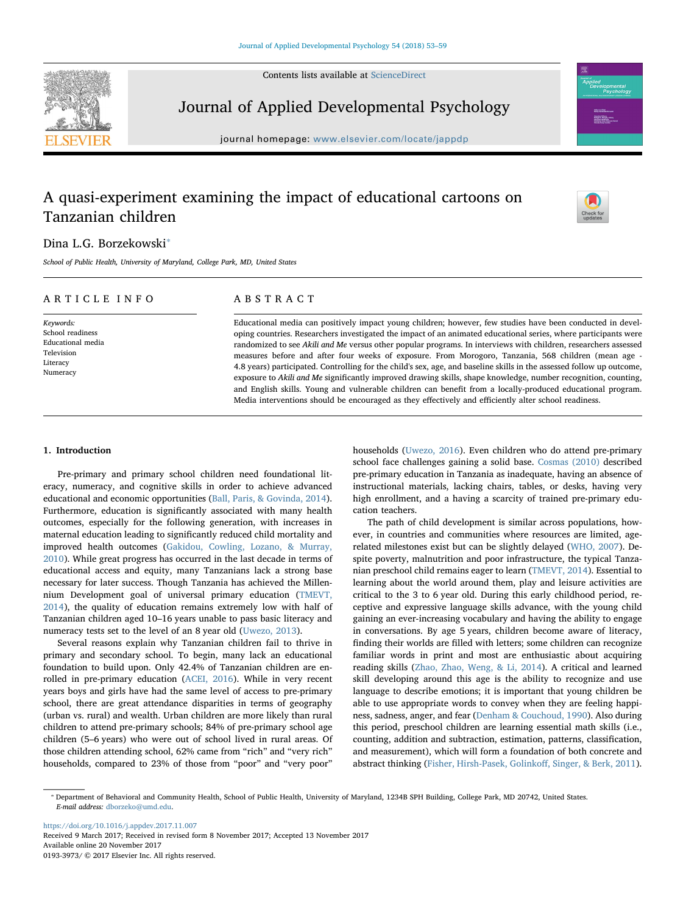# A quasi-experiment examining the impact of educational cartoons on Tanzanian children

Dina L.G. Borzekowski*

*School of Public Health, University of Maryland, College Park, MD, United States*

## ARTICLE INFO

*Keywords:*
School readiness
Educational media
Television
Literacy
Numeracy

## ABSTRACT

Educational media can positively impact young children; however, few studies have been conducted in developing countries. Researchers investigated the impact of an animated educational series, where participants were randomized to see *Akili and Me* versus other popular programs. In interviews with children, researchers assessed measures before and after four weeks of exposure. From Morogoro, Tanzania, 568 children (mean age - 4.8 years) participated. Controlling for the child's sex, age, and baseline skills in the assessed follow up outcome, exposure to *Akili and Me* significantly improved drawing skills, shape knowledge, number recognition, counting, and English skills. Young and vulnerable children can benefit from a locally-produced educational program. Media interventions should be encouraged as they effectively and efficiently alter school readiness.

## 1. Introduction

Pre-primary and primary school children need foundational literacy, numeracy, and cognitive skills in order to achieve advanced educational and economic opportunities (Ball, Paris, & Govinda, 2014). Furthermore, education is significantly associated with many health outcomes, especially for the following generation, with increases in maternal education leading to significantly reduced child mortality and improved health outcomes (Gakidou, Cowling, Lozano, & Murray, 2010). While great progress has occurred in the last decade in terms of educational access and equity, many Tanzanians lack a strong base necessary for later success. Though Tanzania has achieved the Millennium Development goal of universal primary education (TMEVT, 2014), the quality of education remains extremely low with half of Tanzanian children aged 10–16 years unable to pass basic literacy and numeracy tests set to the level of an 8 year old (Uwezo, 2013).

Several reasons explain why Tanzanian children fail to thrive in primary and secondary school. To begin, many lack an educational foundation to build upon. Only 42.4% of Tanzanian children are enrolled in pre-primary education (ACEI, 2016). While in very recent years boys and girls have had the same level of access to pre-primary school, there are great attendance disparities in terms of geography (urban vs. rural) and wealth. Urban children are more likely than rural children to attend pre-primary schools; 84% of pre-primary school age children (5–6 years) who were out of school lived in rural areas. Of those children attending school, 62% came from "rich" and "very rich" households, compared to 23% of those from "poor" and "very poor" households (Uwezo, 2016). Even children who do attend pre-primary school face challenges gaining a solid base. Cosmas (2010) described pre-primary education in Tanzania as inadequate, having an absence of instructional materials, lacking chairs, tables, or desks, having very high enrollment, and a having a scarcity of trained pre-primary education teachers.

The path of child development is similar across populations, however, in countries and communities where resources are limited, age-related milestones exist but can be slightly delayed (WHO, 2007). Despite poverty, malnutrition and poor infrastructure, the typical Tanzanian preschool child remains eager to learn (TMEVT, 2014). Essential to learning about the world around them, play and leisure activities are critical to the 3 to 6 year old. During this early childhood period, receptive and expressive language skills advance, with the young child gaining an ever-increasing vocabulary and having the ability to engage in conversations. By age 5 years, children become aware of literacy, finding their worlds are filled with letters; some children can recognize familiar words in print and most are enthusiastic about acquiring reading skills (Zhao, Zhao, Weng, & Li, 2014). A critical and learned skill developing around this age is the ability to recognize and use language to describe emotions; it is important that young children be able to use appropriate words to convey when they are feeling happiness, sadness, anger, and fear (Denham & Couchoud, 1990). Also during this period, preschool children are learning essential math skills (i.e., counting, addition and subtraction, estimation, patterns, classification, and measurement), which will form a foundation of both concrete and abstract thinking (Fisher, Hirsh-Pasek, Golinkoff, Singer, & Berk, 2011).

---

* Department of Behavioral and Community Health, School of Public Health, University of Maryland, 1234B SPH Building, College Park, MD 20742, United States.
*E-mail address:* dborzeko@umd.edu.

https://doi.org/10.1016/j.appdev.2017.11.007
Received 9 March 2017; Received in revised form 8 November 2017; Accepted 13 November 2017
Available online 20 November 2017
0193-3973/ © 2017 Elsevier Inc. All rights reserved.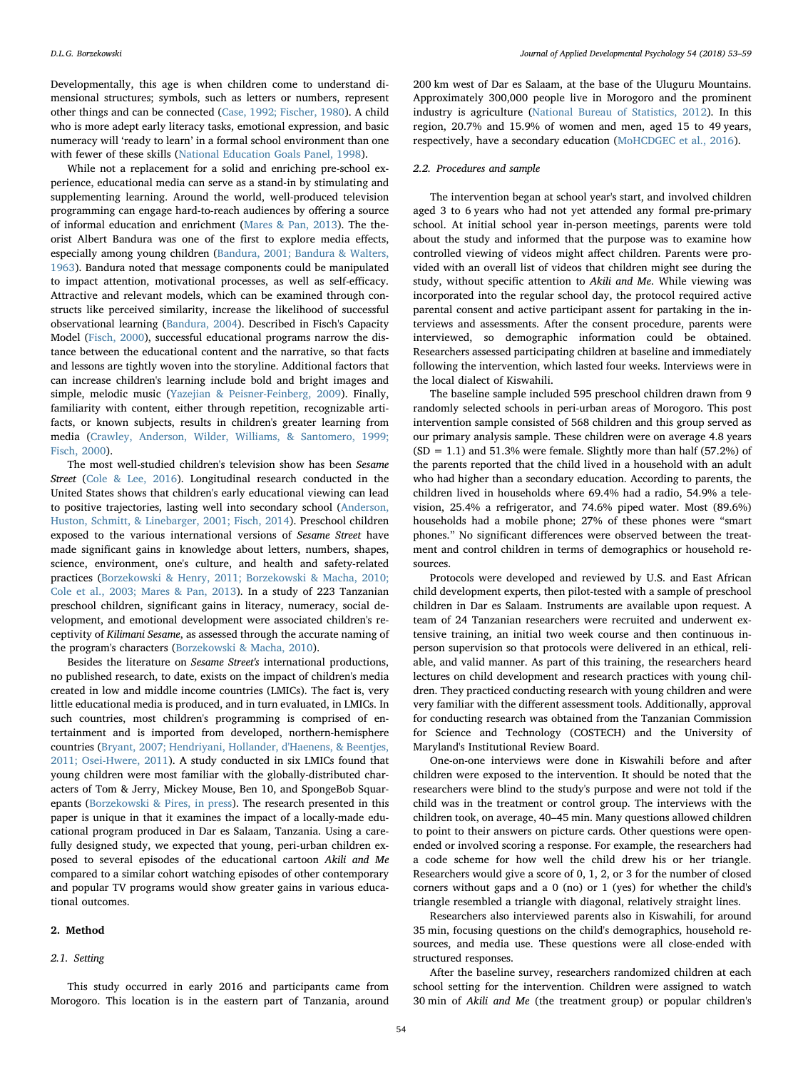Developmentally, this age is when children come to understand dimensional structures; symbols, such as letters or numbers, represent other things and can be connected (Case, 1992; Fischer, 1980). A child who is more adept early literacy tasks, emotional expression, and basic numeracy will 'ready to learn' in a formal school environment than one with fewer of these skills (National Education Goals Panel, 1998).

While not a replacement for a solid and enriching pre-school experience, educational media can serve as a stand-in by stimulating and supplementing learning. Around the world, well-produced television programming can engage hard-to-reach audiences by offering a source of informal education and enrichment (Mares & Pan, 2013). The theorist Albert Bandura was one of the first to explore media effects, especially among young children (Bandura, 2001; Bandura & Walters, 1963). Bandura noted that message components could be manipulated to impact attention, motivational processes, as well as self-efficacy. Attractive and relevant models, which can be examined through constructs like perceived similarity, increase the likelihood of successful observational learning (Bandura, 2004). Described in Fisch's Capacity Model (Fisch, 2000), successful educational programs narrow the distance between the educational content and the narrative, so that facts and lessons are tightly woven into the storyline. Additional factors that can increase children's learning include bold and bright images and simple, melodic music (Yazejian & Peisner-Feinberg, 2009). Finally, familiarity with content, either through repetition, recognizable artifacts, or known subjects, results in children's greater learning from media (Crawley, Anderson, Wilder, Williams, & Santomero, 1999; Fisch, 2000).

The most well-studied children's television show has been *Sesame Street* (Cole & Lee, 2016). Longitudinal research conducted in the United States shows that children's early educational viewing can lead to positive trajectories, lasting well into secondary school (Anderson, Huston, Schmitt, & Linebarger, 2001; Fisch, 2014). Preschool children exposed to the various international versions of *Sesame Street* have made significant gains in knowledge about letters, numbers, shapes, science, environment, one's culture, and health and safety-related practices (Borzekowski & Henry, 2011; Borzekowski & Macha, 2010; Cole et al., 2003; Mares & Pan, 2013). In a study of 223 Tanzanian preschool children, significant gains in literacy, numeracy, social development, and emotional development were associated children's receptivity of *Kilimani Sesame*, as assessed through the accurate naming of the program's characters (Borzekowski & Macha, 2010).

Besides the literature on *Sesame Street's* international productions, no published research, to date, exists on the impact of children's media created in low and middle income countries (LMICs). The fact is, very little educational media is produced, and in turn evaluated, in LMICs. In such countries, most children's programming is comprised of entertainment and is imported from developed, northern-hemisphere countries (Bryant, 2007; Hendriyani, Hollander, d'Haenens, & Beentjes, 2011; Osei-Hwere, 2011). A study conducted in six LMICs found that young children were most familiar with the globally-distributed characters of Tom & Jerry, Mickey Mouse, Ben 10, and SpongeBob Squarepants (Borzekowski & Pires, in press). The research presented in this paper is unique in that it examines the impact of a locally-made educational program produced in Dar es Salaam, Tanzania. Using a carefully designed study, we expected that young, peri-urban children exposed to several episodes of the educational cartoon *Akili and Me* compared to a similar cohort watching episodes of other contemporary and popular TV programs would show greater gains in various educational outcomes.

## 2. Method

### 2.1. Setting

This study occurred in early 2016 and participants came from Morogoro. This location is in the eastern part of Tanzania, around 200 km west of Dar es Salaam, at the base of the Uluguru Mountains. Approximately 300,000 people live in Morogoro and the prominent industry is agriculture (National Bureau of Statistics, 2012). In this region, 20.7% and 15.9% of women and men, aged 15 to 49 years, respectively, have a secondary education (MoHCDGEC et al., 2016).

### 2.2. Procedures and sample

The intervention began at school year's start, and involved children aged 3 to 6 years who had not yet attended any formal pre-primary school. At initial school year in-person meetings, parents were told about the study and informed that the purpose was to examine how controlled viewing of videos might affect children. Parents were provided with an overall list of videos that children might see during the study, without specific attention to *Akili and Me*. While viewing was incorporated into the regular school day, the protocol required active parental consent and active participant assent for partaking in the interviews and assessments. After the consent procedure, parents were interviewed, so demographic information could be obtained. Researchers assessed participating children at baseline and immediately following the intervention, which lasted four weeks. Interviews were in the local dialect of Kiswahili.

The baseline sample included 595 preschool children drawn from 9 randomly selected schools in peri-urban areas of Morogoro. This post intervention sample consisted of 568 children and this group served as our primary analysis sample. These children were on average 4.8 years (SD = 1.1) and 51.3% were female. Slightly more than half (57.2%) of the parents reported that the child lived in a household with an adult who had higher than a secondary education. According to parents, the children lived in households where 69.4% had a radio, 54.9% a television, 25.4% a refrigerator, and 74.6% piped water. Most (89.6%) households had a mobile phone; 27% of these phones were "smart phones." No significant differences were observed between the treatment and control children in terms of demographics or household resources.

Protocols were developed and reviewed by U.S. and East African child development experts, then pilot-tested with a sample of preschool children in Dar es Salaam. Instruments are available upon request. A team of 24 Tanzanian researchers were recruited and underwent extensive training, an initial two week course and then continuous in-person supervision so that protocols were delivered in an ethical, reliable, and valid manner. As part of this training, the researchers heard lectures on child development and research practices with young children. They practiced conducting research with young children and were very familiar with the different assessment tools. Additionally, approval for conducting research was obtained from the Tanzanian Commission for Science and Technology (COSTECH) and the University of Maryland's Institutional Review Board.

One-on-one interviews were done in Kiswahili before and after children were exposed to the intervention. It should be noted that the researchers were blind to the study's purpose and were not told if the child was in the treatment or control group. The interviews with the children took, on average, 40–45 min. Many questions allowed children to point to their answers on picture cards. Other questions were open-ended or involved scoring a response. For example, the researchers had a code scheme for how well the child drew his or her triangle. Researchers would give a score of 0, 1, 2, or 3 for the number of closed corners without gaps and a 0 (no) or 1 (yes) for whether the child's triangle resembled a triangle with diagonal, relatively straight lines.

Researchers also interviewed parents also in Kiswahili, for around 35 min, focusing questions on the child's demographics, household resources, and media use. These questions were all close-ended with structured responses.

After the baseline survey, researchers randomized children at each school setting for the intervention. Children were assigned to watch 30 min of *Akili and Me* (the treatment group) or popular children's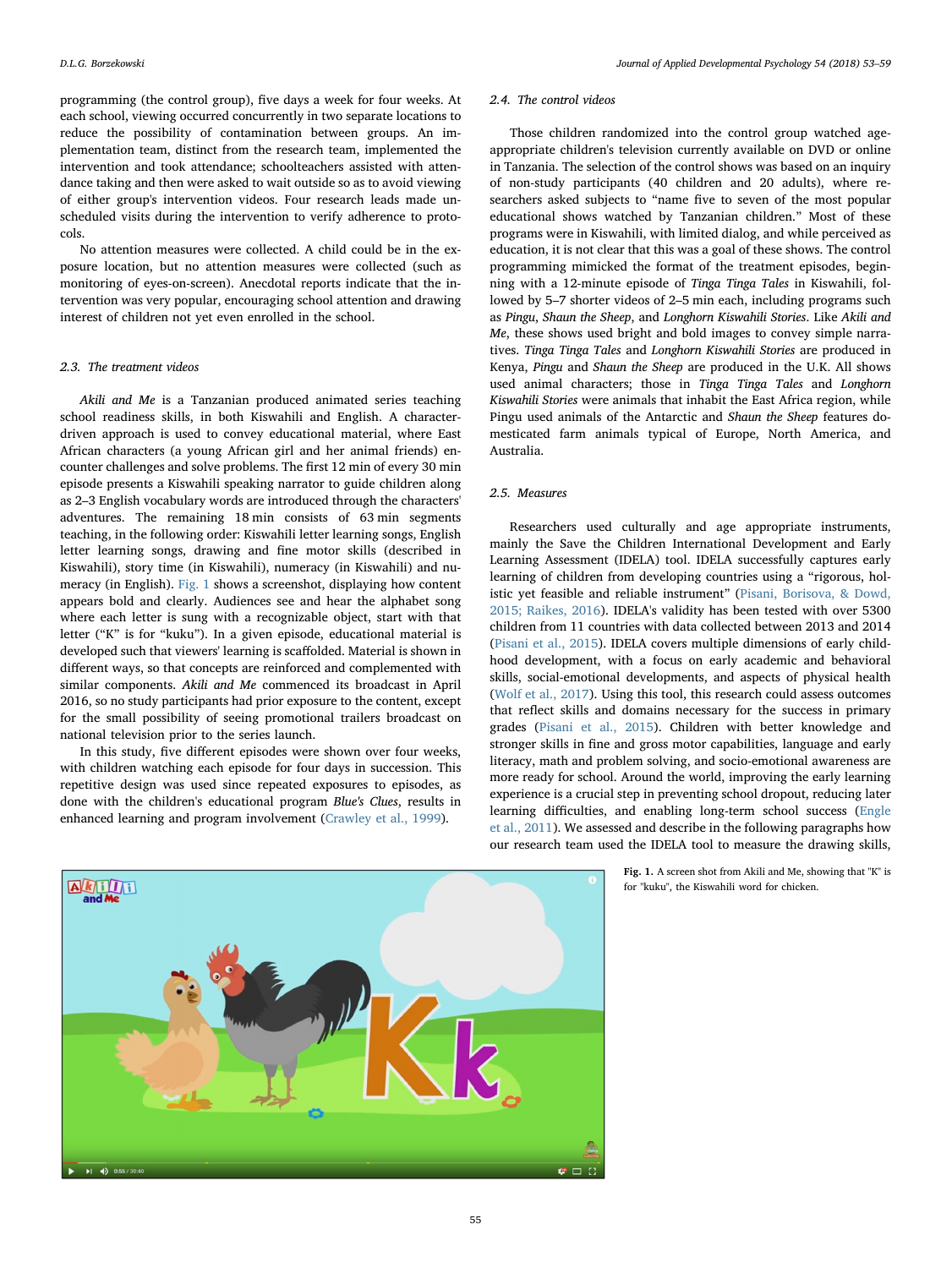programming (the control group), five days a week for four weeks. At each school, viewing occurred concurrently in two separate locations to reduce the possibility of contamination between groups. An implementation team, distinct from the research team, implemented the intervention and took attendance; schoolteachers assisted with attendance taking and then were asked to wait outside so as to avoid viewing of either group's intervention videos. Four research leads made unscheduled visits during the intervention to verify adherence to protocols.

No attention measures were collected. A child could be in the exposure location, but no attention measures were collected (such as monitoring of eyes-on-screen). Anecdotal reports indicate that the intervention was very popular, encouraging school attention and drawing interest of children not yet even enrolled in the school.

### 2.3. The treatment videos

*Akili and Me* is a Tanzanian produced animated series teaching school readiness skills, in both Kiswahili and English. A character-driven approach is used to convey educational material, where East African characters (a young African girl and her animal friends) encounter challenges and solve problems. The first 12 min of every 30 min episode presents a Kiswahili speaking narrator to guide children along as 2–3 English vocabulary words are introduced through the characters' adventures. The remaining 18 min consists of 63 min segments teaching, in the following order: Kiswahili letter learning songs, English letter learning songs, drawing and fine motor skills (described in Kiswahili), story time (in Kiswahili), numeracy (in Kiswahili) and numeracy (in English). Fig. 1 shows a screenshot, displaying how content appears bold and clearly. Audiences see and hear the alphabet song where each letter is sung with a recognizable object, start with that letter ("K" is for "kuku"). In a given episode, educational material is developed such that viewers' learning is scaffolded. Material is shown in different ways, so that concepts are reinforced and complemented with similar components. *Akili and Me* commenced its broadcast in April 2016, so no study participants had prior exposure to the content, except for the small possibility of seeing promotional trailers broadcast on national television prior to the series launch.

In this study, five different episodes were shown over four weeks, with children watching each episode for four days in succession. This repetitive design was used since repeated exposures to episodes, as done with the children's educational program *Blue's Clues*, results in enhanced learning and program involvement (Crawley et al., 1999).

### 2.4. The control videos

Those children randomized into the control group watched age-appropriate children's television currently available on DVD or online in Tanzania. The selection of the control shows was based on an inquiry of non-study participants (40 children and 20 adults), where researchers asked subjects to "name five to seven of the most popular educational shows watched by Tanzanian children." Most of these programs were in Kiswahili, with limited dialog, and while perceived as education, it is not clear that this was a goal of these shows. The control programming mimicked the format of the treatment episodes, beginning with a 12-minute episode of *Tinga Tinga Tales* in Kiswahili, followed by 5–7 shorter videos of 2–5 min each, including programs such as *Pingu*, *Shaun the Sheep*, and *Longhorn Kiswahili Stories*. Like *Akili and Me*, these shows used bright and bold images to convey simple narratives. *Tinga Tinga Tales* and *Longhorn Kiswahili Stories* are produced in Kenya, *Pingu* and *Shaun the Sheep* are produced in the U.K. All shows used animal characters; those in *Tinga Tinga Tales* and *Longhorn Kiswahili Stories* were animals that inhabit the East Africa region, while Pingu used animals of the Antarctic and *Shaun the Sheep* features domesticated farm animals typical of Europe, North America, and Australia.

### 2.5. Measures

Researchers used culturally and age appropriate instruments, mainly the Save the Children International Development and Early Learning Assessment (IDELA) tool. IDELA successfully captures early learning of children from developing countries using a "rigorous, holistic yet feasible and reliable instrument" (Pisani, Borisova, & Dowd, 2015; Raikes, 2016). IDELA's validity has been tested with over 5300 children from 11 countries with data collected between 2013 and 2014 (Pisani et al., 2015). IDELA covers multiple dimensions of early childhood development, with a focus on early academic and behavioral skills, social-emotional developments, and aspects of physical health (Wolf et al., 2017). Using this tool, this research could assess outcomes that reflect skills and domains necessary for the success in primary grades (Pisani et al., 2015). Children with better knowledge and stronger skills in fine and gross motor capabilities, language and early literacy, math and problem solving, and socio-emotional awareness are more ready for school. Around the world, improving the early learning experience is a crucial step in preventing school dropout, reducing later learning difficulties, and enabling long-term school success (Engle et al., 2011). We assessed and describe in the following paragraphs how our research team used the IDELA tool to measure the drawing skills,

Fig. 1. A screen shot from Akili and Me, showing that "K" is for "kuku", the Kiswahili word for chicken.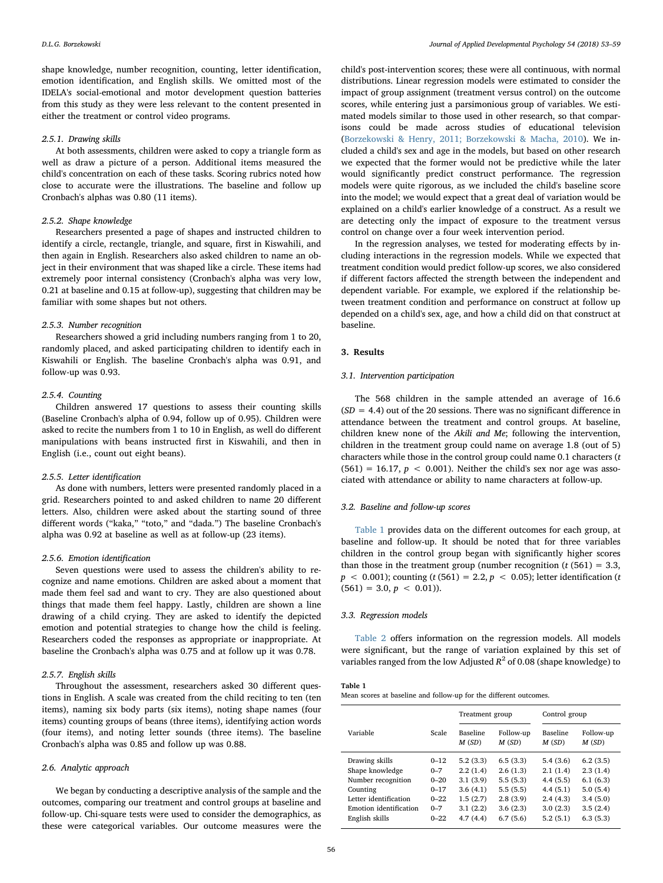shape knowledge, number recognition, counting, letter identification, emotion identification, and English skills. We omitted most of the IDELA's social-emotional and motor development question batteries from this study as they were less relevant to the content presented in either the treatment or control video programs.

#### 2.5.1. Drawing skills

At both assessments, children were asked to copy a triangle form as well as draw a picture of a person. Additional items measured the child's concentration on each of these tasks. Scoring rubrics noted how close to accurate were the illustrations. The baseline and follow up Cronbach's alphas was 0.80 (11 items).

#### 2.5.2. Shape knowledge

Researchers presented a page of shapes and instructed children to identify a circle, rectangle, triangle, and square, first in Kiswahili, and then again in English. Researchers also asked children to name an object in their environment that was shaped like a circle. These items had extremely poor internal consistency (Cronbach's alpha was very low, 0.21 at baseline and 0.15 at follow-up), suggesting that children may be familiar with some shapes but not others.

#### 2.5.3. Number recognition

Researchers showed a grid including numbers ranging from 1 to 20, randomly placed, and asked participating children to identify each in Kiswahili or English. The baseline Cronbach's alpha was 0.91, and follow-up was 0.93.

#### 2.5.4. Counting

Children answered 17 questions to assess their counting skills (Baseline Cronbach's alpha of 0.94, follow up of 0.95). Children were asked to recite the numbers from 1 to 10 in English, as well do different manipulations with beans instructed first in Kiswahili, and then in English (i.e., count out eight beans).

#### 2.5.5. Letter identification

As done with numbers, letters were presented randomly placed in a grid. Researchers pointed to and asked children to name 20 different letters. Also, children were asked about the starting sound of three different words ("kaka," "toto," and "dada.") The baseline Cronbach's alpha was 0.92 at baseline as well as at follow-up (23 items).

#### 2.5.6. Emotion identification

Seven questions were used to assess the children's ability to recognize and name emotions. Children are asked about a moment that made them feel sad and want to cry. They are also questioned about things that made them feel happy. Lastly, children are shown a line drawing of a child crying. They are asked to identify the depicted emotion and potential strategies to change how the child is feeling. Researchers coded the responses as appropriate or inappropriate. At baseline the Cronbach's alpha was 0.75 and at follow up it was 0.78.

#### 2.5.7. English skills

Throughout the assessment, researchers asked 30 different questions in English. A scale was created from the child reciting to ten (ten items), naming six body parts (six items), noting shape names (four items) counting groups of beans (three items), identifying action words (four items), and noting letter sounds (three items). The baseline Cronbach's alpha was 0.85 and follow up was 0.88.

### 2.6. Analytic approach

We began by conducting a descriptive analysis of the sample and the outcomes, comparing our treatment and control groups at baseline and follow-up. Chi-square tests were used to consider the demographics, as these were categorical variables. Our outcome measures were the child's post-intervention scores; these were all continuous, with normal distributions. Linear regression models were estimated to consider the impact of group assignment (treatment versus control) on the outcome scores, while entering just a parsimonious group of variables. We estimated models similar to those used in other research, so that comparisons could be made across studies of educational television (Borzekowski & Henry, 2011; Borzekowski & Macha, 2010). We included a child's sex and age in the models, but based on other research we expected that the former would not be predictive while the later would significantly predict construct performance. The regression models were quite rigorous, as we included the child's baseline score into the model; we would expect that a great deal of variation would be explained on a child's earlier knowledge of a construct. As a result we are detecting only the impact of exposure to the treatment versus control on change over a four week intervention period.

In the regression analyses, we tested for moderating effects by including interactions in the regression models. While we expected that treatment condition would predict follow-up scores, we also considered if different factors affected the strength between the independent and dependent variable. For example, we explored if the relationship between treatment condition and performance on construct at follow up depended on a child's sex, age, and how a child did on that construct at baseline.

## 3. Results

### 3.1. Intervention participation

The 568 children in the sample attended an average of 16.6 ($SD = 4.4$) out of the 20 sessions. There was no significant difference in attendance between the treatment and control groups. At baseline, children knew none of the *Akili and Me*; following the intervention, children in the treatment group could name on average 1.8 (out of 5) characters while those in the control group could name 0.1 characters ($t(561) = 16.17$, $p < 0.001$). Neither the child's sex nor age was associated with attendance or ability to name characters at follow-up.

### 3.2. Baseline and follow-up scores

Table 1 provides data on the different outcomes for each group, at baseline and follow-up. It should be noted that for three variables children in the control group began with significantly higher scores than those in the treatment group (number recognition ($t(561) = 3.3$, $p < 0.001$); counting ($t(561) = 2.2$, $p < 0.05$); letter identification ($t(561) = 3.0$, $p < 0.01$)).

### 3.3. Regression models

Table 2 offers information on the regression models. All models were significant, but the range of variation explained by this set of variables ranged from the low Adjusted $R^2$ of 0.08 (shape knowledge) to

**Table 1**
Mean scores at baseline and follow-up for the different outcomes.

| Variable | Scale | Treatment group | | Control group | |
|---|---|---|---|---|---|
| | | Baseline *M* (*SD*) | Follow-up *M* (*SD*) | Baseline *M* (*SD*) | Follow-up *M* (*SD*) |
| Drawing skills | 0–12 | 5.2 (3.3) | 6.5 (3.3) | 5.4 (3.6) | 6.2 (3.5) |
| Shape knowledge | 0–7 | 2.2 (1.4) | 2.6 (1.3) | 2.1 (1.4) | 2.3 (1.4) |
| Number recognition | 0–20 | 3.1 (3.9) | 5.5 (5.3) | 4.4 (5.5) | 6.1 (6.3) |
| Counting | 0–17 | 3.6 (4.1) | 5.5 (5.5) | 4.4 (5.1) | 5.0 (5.4) |
| Letter identification | 0–22 | 1.5 (2.7) | 2.8 (3.9) | 2.4 (4.3) | 3.4 (5.0) |
| Emotion identification | 0–7 | 3.1 (2.2) | 3.6 (2.3) | 3.0 (2.3) | 3.5 (2.4) |
| English skills | 0–22 | 4.7 (4.4) | 6.7 (5.6) | 5.2 (5.1) | 6.3 (5.3) |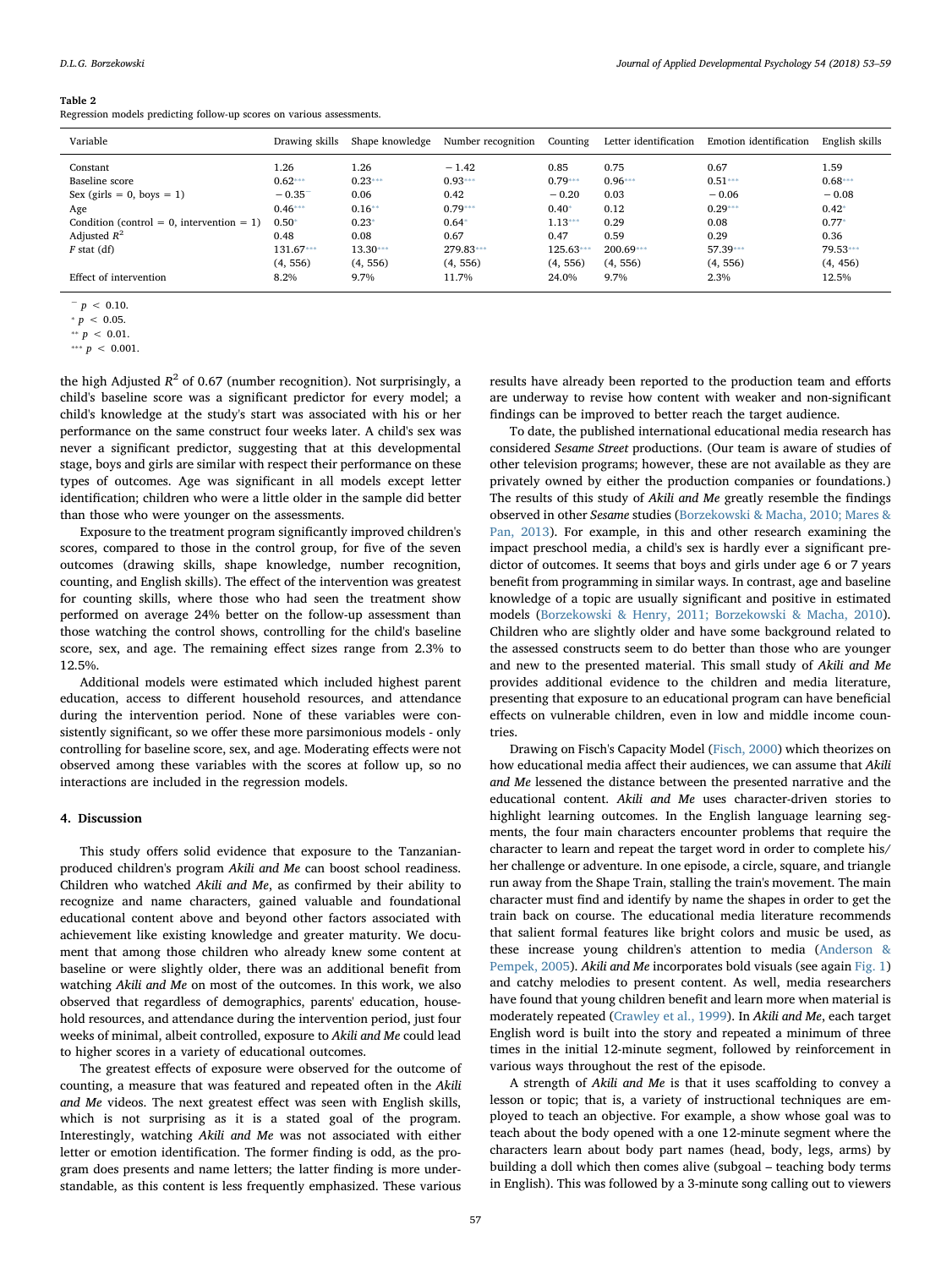**Table 2**
Regression models predicting follow-up scores on various assessments.

| Variable | Drawing skills | Shape knowledge | Number recognition | Counting | Letter identification | Emotion identification | English skills |
|---|---|---|---|---|---|---|---|
| Constant | 1.26 | 1.26 | −1.42 | 0.85 | 0.75 | 0.67 | 1.59 |
| Baseline score | 0.62*** | 0.23*** | 0.93*** | 0.79*** | 0.96*** | 0.51*** | 0.68*** |
| Sex (girls = 0, boys = 1) | −0.35⁻ | 0.06 | 0.42 | −0.20 | 0.03 | −0.06 | −0.08 |
| Age | 0.46*** | 0.16** | 0.79*** | 0.40* | 0.12 | 0.29*** | 0.42* |
| Condition (control = 0, intervention = 1) | 0.50* | 0.23* | 0.64* | 1.13*** | 0.29 | 0.08 | 0.77* |
| Adjusted $R^2$ | 0.48 | 0.08 | 0.67 | 0.47 | 0.59 | 0.29 | 0.36 |
| $F$ stat (df) | 131.67*** (4, 556) | 13.30*** (4, 556) | 279.83*** (4, 556) | 125.63*** (4, 556) | 200.69*** (4, 556) | 57.39*** (4, 556) | 79.53*** (4, 456) |
| Effect of intervention | 8.2% | 9.7% | 11.7% | 24.0% | 9.7% | 2.3% | 12.5% |

⁻ $p < 0.10$.
* $p < 0.05$.
** $p < 0.01$.
*** $p < 0.001$.

the high Adjusted $R^2$ of 0.67 (number recognition). Not surprisingly, a child's baseline score was a significant predictor for every model; a child's knowledge at the study's start was associated with his or her performance on the same construct four weeks later. A child's sex was never a significant predictor, suggesting that at this developmental stage, boys and girls are similar with respect their performance on these types of outcomes. Age was significant in all models except letter identification; children who were a little older in the sample did better than those who were younger on the assessments.

Exposure to the treatment program significantly improved children's scores, compared to those in the control group, for five of the seven outcomes (drawing skills, shape knowledge, number recognition, counting, and English skills). The effect of the intervention was greatest for counting skills, where those who had seen the treatment show performed on average 24% better on the follow-up assessment than those watching the control shows, controlling for the child's baseline score, sex, and age. The remaining effect sizes range from 2.3% to 12.5%.

Additional models were estimated which included highest parent education, access to different household resources, and attendance during the intervention period. None of these variables were consistently significant, so we offer these more parsimonious models - only controlling for baseline score, sex, and age. Moderating effects were not observed among these variables with the scores at follow up, so no interactions are included in the regression models.

## 4. Discussion

This study offers solid evidence that exposure to the Tanzanian-produced children's program *Akili and Me* can boost school readiness. Children who watched *Akili and Me*, as confirmed by their ability to recognize and name characters, gained valuable and foundational educational content above and beyond other factors associated with achievement like existing knowledge and greater maturity. We document that among those children who already knew some content at baseline or were slightly older, there was an additional benefit from watching *Akili and Me* on most of the outcomes. In this work, we also observed that regardless of demographics, parents' education, household resources, and attendance during the intervention period, just four weeks of minimal, albeit controlled, exposure to *Akili and Me* could lead to higher scores in a variety of educational outcomes.

The greatest effects of exposure were observed for the outcome of counting, a measure that was featured and repeated often in the *Akili and Me* videos. The next greatest effect was seen with English skills, which is not surprising as it is a stated goal of the program. Interestingly, watching *Akili and Me* was not associated with either letter or emotion identification. The former finding is odd, as the program does presents and name letters; the latter finding is more understandable, as this content is less frequently emphasized. These various results have already been reported to the production team and efforts are underway to revise how content with weaker and non-significant findings can be improved to better reach the target audience.

To date, the published international educational media research has considered *Sesame Street* productions. (Our team is aware of studies of other television programs; however, these are not available as they are privately owned by either the production companies or foundations.) The results of this study of *Akili and Me* greatly resemble the findings observed in other *Sesame* studies (Borzekowski & Macha, 2010; Mares & Pan, 2013). For example, in this and other research examining the impact preschool media, a child's sex is hardly ever a significant predictor of outcomes. It seems that boys and girls under age 6 or 7 years benefit from programming in similar ways. In contrast, age and baseline knowledge of a topic are usually significant and positive in estimated models (Borzekowski & Henry, 2011; Borzekowski & Macha, 2010). Children who are slightly older and have some background related to the assessed constructs seem to do better than those who are younger and new to the presented material. This small study of *Akili and Me* provides additional evidence to the children and media literature, presenting that exposure to an educational program can have beneficial effects on vulnerable children, even in low and middle income countries.

Drawing on Fisch's Capacity Model (Fisch, 2000) which theorizes on how educational media affect their audiences, we can assume that *Akili and Me* lessened the distance between the presented narrative and the educational content. *Akili and Me* uses character-driven stories to highlight learning outcomes. In the English language learning segments, the four main characters encounter problems that require the character to learn and repeat the target word in order to complete his/her challenge or adventure. In one episode, a circle, square, and triangle run away from the Shape Train, stalling the train's movement. The main character must find and identify by name the shapes in order to get the train back on course. The educational media literature recommends that salient formal features like bright colors and music be used, as these increase young children's attention to media (Anderson & Pempek, 2005). *Akili and Me* incorporates bold visuals (see again Fig. 1) and catchy melodies to present content. As well, media researchers have found that young children benefit and learn more when material is moderately repeated (Crawley et al., 1999). In *Akili and Me*, each target English word is built into the story and repeated a minimum of three times in the initial 12-minute segment, followed by reinforcement in various ways throughout the rest of the episode.

A strength of *Akili and Me* is that it uses scaffolding to convey a lesson or topic; that is, a variety of instructional techniques are employed to teach an objective. For example, a show whose goal was to teach about the body opened with a one 12-minute segment where the characters learn about body part names (head, body, legs, arms) by building a doll which then comes alive (subgoal – teaching body terms in English). This was followed by a 3-minute song calling out to viewers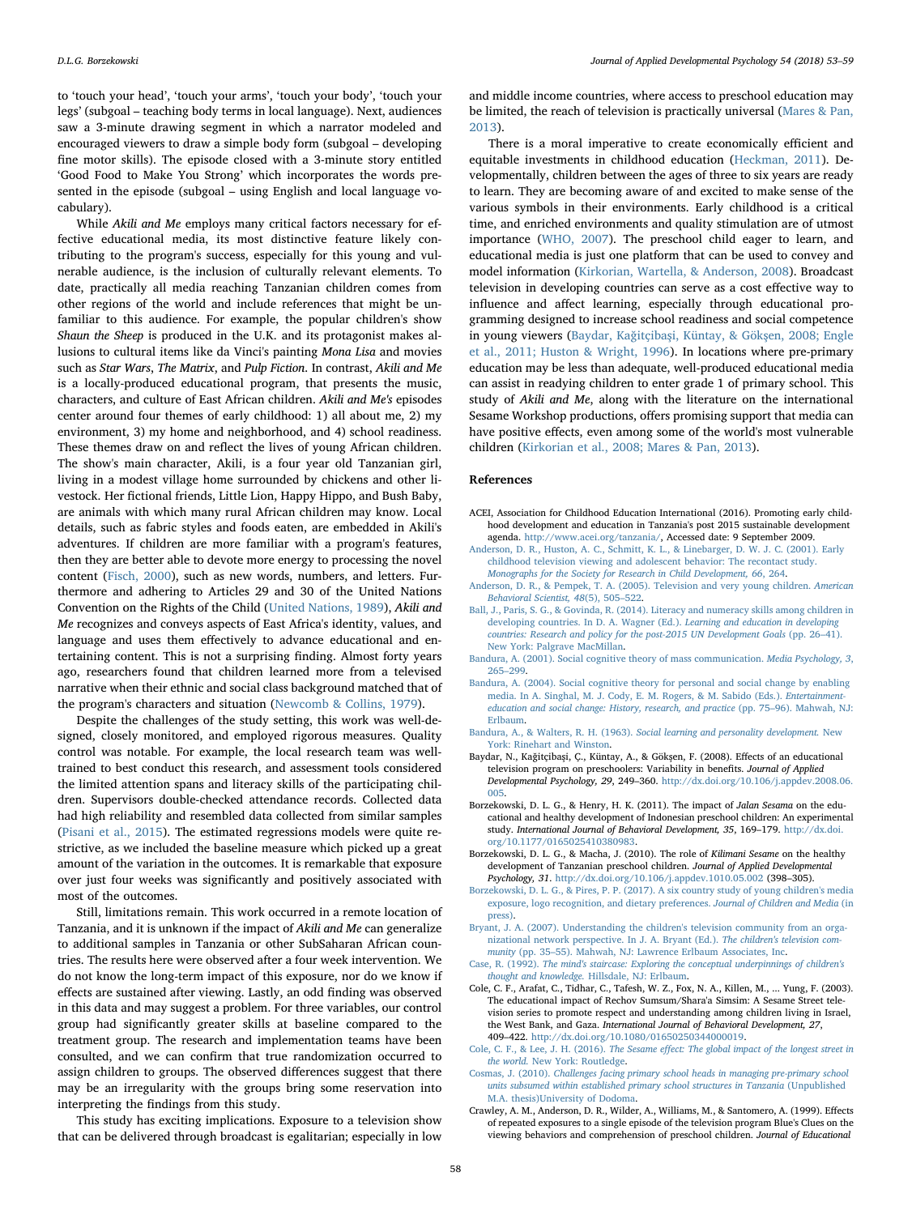to 'touch your head', 'touch your arms', 'touch your body', 'touch your legs' (subgoal – teaching body terms in local language). Next, audiences saw a 3-minute drawing segment in which a narrator modeled and encouraged viewers to draw a simple body form (subgoal – developing fine motor skills). The episode closed with a 3-minute story entitled 'Good Food to Make You Strong' which incorporates the words presented in the episode (subgoal – using English and local language vocabulary).

While *Akili and Me* employs many critical factors necessary for effective educational media, its most distinctive feature likely contributing to the program's success, especially for this young and vulnerable audience, is the inclusion of culturally relevant elements. To date, practically all media reaching Tanzanian children comes from other regions of the world and include references that might be unfamiliar to this audience. For example, the popular children's show *Shaun the Sheep* is produced in the U.K. and its protagonist makes allusions to cultural items like da Vinci's painting *Mona Lisa* and movies such as *Star Wars*, *The Matrix*, and *Pulp Fiction*. In contrast, *Akili and Me* is a locally-produced educational program, that presents the music, characters, and culture of East African children. *Akili and Me's* episodes center around four themes of early childhood: 1) all about me, 2) my environment, 3) my home and neighborhood, and 4) school readiness. These themes draw on and reflect the lives of young African children. The show's main character, Akili, is a four year old Tanzanian girl, living in a modest village home surrounded by chickens and other livestock. Her fictional friends, Little Lion, Happy Hippo, and Bush Baby, are animals with which many rural African children may know. Local details, such as fabric styles and foods eaten, are embedded in Akili's adventures. If children are more familiar with a program's features, then they are better able to devote more energy to processing the novel content (Fisch, 2000), such as new words, numbers, and letters. Furthermore and adhering to Articles 29 and 30 of the United Nations Convention on the Rights of the Child (United Nations, 1989), *Akili and Me* recognizes and conveys aspects of East Africa's identity, values, and language and uses them effectively to advance educational and entertaining content. This is not a surprising finding. Almost forty years ago, researchers found that children learned more from a televised narrative when their ethnic and social class background matched that of the program's characters and situation (Newcomb & Collins, 1979).

Despite the challenges of the study setting, this work was well-designed, closely monitored, and employed rigorous measures. Quality control was notable. For example, the local research team was well-trained to best conduct this research, and assessment tools considered the limited attention spans and literacy skills of the participating children. Supervisors double-checked attendance records. Collected data had high reliability and resembled data collected from similar samples (Pisani et al., 2015). The estimated regressions models were quite restrictive, as we included the baseline measure which picked up a great amount of the variation in the outcomes. It is remarkable that exposure over just four weeks was significantly and positively associated with most of the outcomes.

Still, limitations remain. This work occurred in a remote location of Tanzania, and it is unknown if the impact of *Akili and Me* can generalize to additional samples in Tanzania or other SubSaharan African countries. The results here were observed after a four week intervention. We do not know the long-term impact of this exposure, nor do we know if effects are sustained after viewing. Lastly, an odd finding was observed in this data and may suggest a problem. For three variables, our control group had significantly greater skills at baseline compared to the treatment group. The research and implementation teams have been consulted, and we can confirm that true randomization occurred to assign children to groups. The observed differences suggest that there may be an irregularity with the groups bring some reservation into interpreting the findings from this study.

This study has exciting implications. Exposure to a television show that can be delivered through broadcast is egalitarian; especially in low and middle income countries, where access to preschool education may be limited, the reach of television is practically universal (Mares & Pan, 2013).

There is a moral imperative to create economically efficient and equitable investments in childhood education (Heckman, 2011). Developmentally, children between the ages of three to six years are ready to learn. They are becoming aware of and excited to make sense of the various symbols in their environments. Early childhood is a critical time, and enriched environments and quality stimulation are of utmost importance (WHO, 2007). The preschool child eager to learn, and educational media is just one platform that can be used to convey and model information (Kirkorian, Wartella, & Anderson, 2008). Broadcast television in developing countries can serve as a cost effective way to influence and affect learning, especially through educational programming designed to increase school readiness and social competence in young viewers (Baydar, Kağitçibaşi, Küntay, & Gökşen, 2008; Engle et al., 2011; Huston & Wright, 1996). In locations where pre-primary education may be less than adequate, well-produced educational media can assist in readying children to enter grade 1 of primary school. This study of *Akili and Me*, along with the literature on the international Sesame Workshop productions, offers promising support that media can have positive effects, even among some of the world's most vulnerable children (Kirkorian et al., 2008; Mares & Pan, 2013).

## References

ACEI, Association for Childhood Education International (2016). Promoting early childhood development and education in Tanzania's post 2015 sustainable development agenda. http://www.acei.org/tanzania/, Accessed date: 9 September 2009.

Anderson, D. R., Huston, A. C., Schmitt, K. L., & Linebarger, D. W. J. C. (2001). Early childhood television viewing and adolescent behavior: The recontact study. *Monographs for the Society for Research in Child Development, 66*, 264.

Anderson, D. R., & Pempek, T. A. (2005). Television and very young children. *American Behavioral Scientist, 48*(5), 505–522.

Ball, J., Paris, S. G., & Govinda, R. (2014). Literacy and numeracy skills among children in developing countries. In D. A. Wagner (Ed.). *Learning and education in developing countries: Research and policy for the post-2015 UN Development Goals* (pp. 26–41). New York: Palgrave MacMillan.

Bandura, A. (2001). Social cognitive theory of mass communication. *Media Psychology, 3*, 265–299.

Bandura, A. (2004). Social cognitive theory for personal and social change by enabling media. In A. Singhal, M. J. Cody, E. M. Rogers, & M. Sabido (Eds.). *Entertainment-education and social change: History, research, and practice* (pp. 75–96). Mahwah, NJ: Erlbaum.

Bandura, A., & Walters, R. H. (1963). *Social learning and personality development.* New York: Rinehart and Winston.

Baydar, N., Kağitçibaşi, Ç., Küntay, A., & Gökşen, F. (2008). Effects of an educational television program on preschoolers: Variability in benefits. *Journal of Applied Developmental Psychology, 29*, 249–360. http://dx.doi.org/10.106/j.appdev.2008.06.005.

Borzekowski, D. L. G., & Henry, H. K. (2011). The impact of *Jalan Sesama* on the educational and healthy development of Indonesian preschool children: An experimental study. *International Journal of Behavioral Development, 35*, 169–179. http://dx.doi.org/10.1177/0165025410380983.

Borzekowski, D. L. G., & Macha, J. (2010). The role of *Kilimani Sesame* on the healthy development of Tanzanian preschool children. *Journal of Applied Developmental Psychology, 31*. http://dx.doi.org/10.106/j.appdev.1010.05.002 (398–305).

Borzekowski, D. L. G., & Pires, P. P. (2017). A six country study of young children's media exposure, logo recognition, and dietary preferences. *Journal of Children and Media* (in press).

Bryant, J. A. (2007). Understanding the children's television community from an organizational network perspective. In J. A. Bryant (Ed.). *The children's television community* (pp. 35–55). Mahwah, NJ: Lawrence Erlbaum Associates, Inc.

Case, R. (1992). *The mind's staircase: Exploring the conceptual underpinnings of children's thought and knowledge.* Hillsdale, NJ: Erlbaum.

Cole, C. F., Arafat, C., Tidhar, C., Tafesh, W. Z., Fox, N. A., Killen, M., ... Yung, F. (2003). The educational impact of Rechov Sumsum/Shara'a Simsim: A Sesame Street television series to promote respect and understanding among children living in Israel, the West Bank, and Gaza. *International Journal of Behavioral Development, 27*, 409–422. http://dx.doi.org/10.1080/01650250344000019.

Cole, C. F., & Lee, J. H. (2016). *The Sesame effect: The global impact of the longest street in the world.* New York: Routledge.

Cosmas, J. (2010). *Challenges facing primary school heads in managing pre-primary school units subsumed within established primary school structures in Tanzania* (Unpublished M.A. thesis)University of Dodoma.

Crawley, A. M., Anderson, D. R., Wilder, A., Williams, M., & Santomero, A. (1999). Effects of repeated exposures to a single episode of the television program Blue's Clues on the viewing behaviors and comprehension of preschool children. *Journal of Educational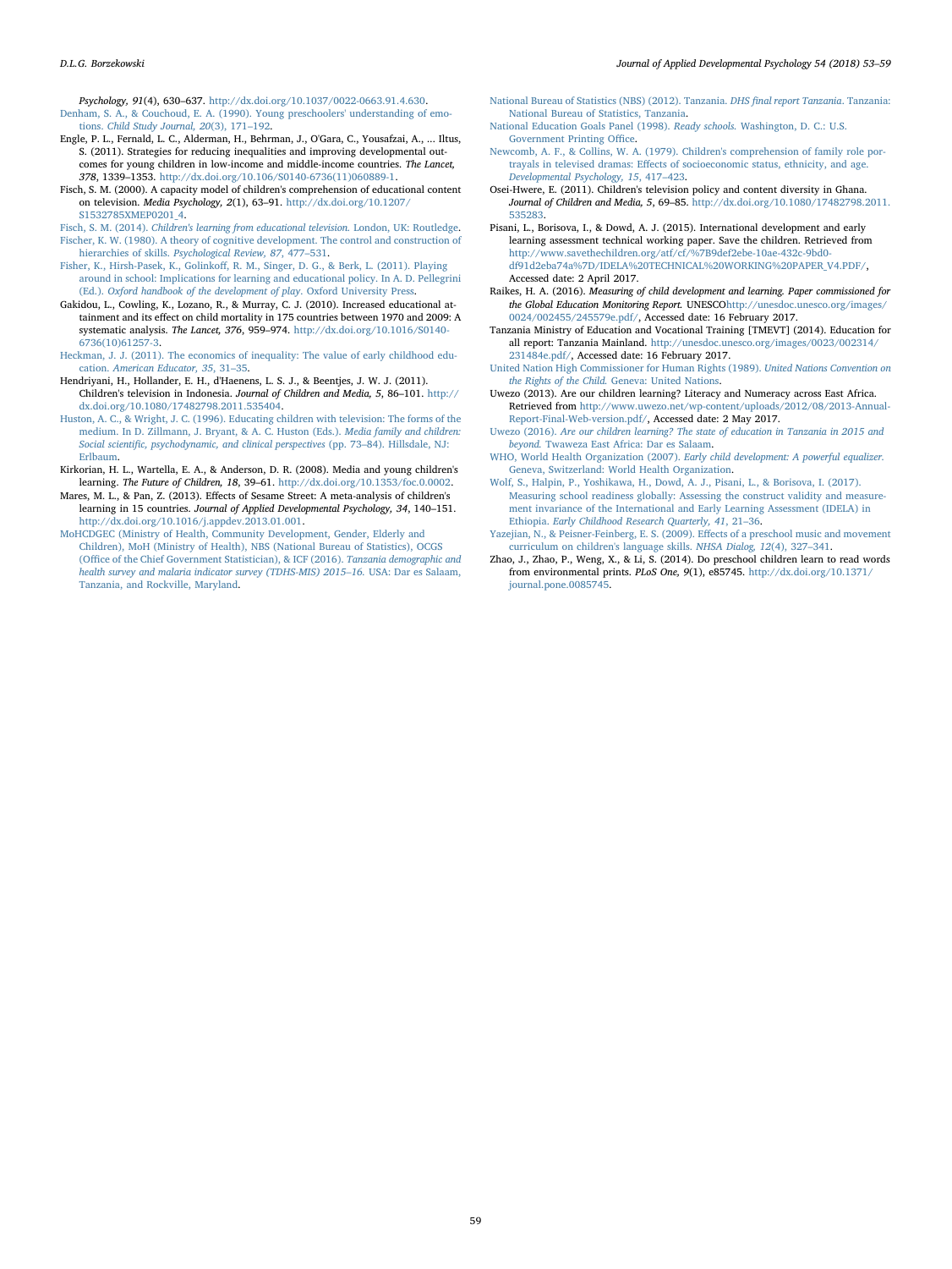Psychology, 91(4), 630–637. http://dx.doi.org/10.1037/0022-0663.91.4.630.

Denham, S. A., & Couchoud, E. A. (1990). Young preschoolers' understanding of emotions. *Child Study Journal, 20*(3), 171–192.

Engle, P. L., Fernald, L. C., Alderman, H., Behrman, J., O'Gara, C., Yousafzai, A., ... Iltus, S. (2011). Strategies for reducing inequalities and improving developmental outcomes for young children in low-income and middle-income countries. *The Lancet, 378*, 1339–1353. http://dx.doi.org/10.106/S0140-6736(11)060889-1.

Fisch, S. M. (2000). A capacity model of children's comprehension of educational content on television. *Media Psychology, 2*(1), 63–91. http://dx.doi.org/10.1207/S1532785XMEP0201_4.

Fisch, S. M. (2014). *Children's learning from educational television.* London, UK: Routledge.

Fischer, K. W. (1980). A theory of cognitive development. The control and construction of hierarchies of skills. *Psychological Review, 87*, 477–531.

Fisher, K., Hirsh-Pasek, K., Golinkoff, R. M., Singer, D. G., & Berk, L. (2011). Playing around in school: Implications for learning and educational policy. In A. D. Pellegrini (Ed.). *Oxford handbook of the development of play.* Oxford University Press.

Gakidou, L., Cowling, K., Lozano, R., & Murray, C. J. (2010). Increased educational attainment and its effect on child mortality in 175 countries between 1970 and 2009: A systematic analysis. *The Lancet, 376*, 959–974. http://dx.doi.org/10.1016/S0140-6736(10)61257-3.

Heckman, J. J. (2011). The economics of inequality: The value of early childhood education. *American Educator, 35*, 31–35.

Hendriyani, H., Hollander, E. H., d'Haenens, L. S. J., & Beentjes, J. W. J. (2011). Children's television in Indonesia. *Journal of Children and Media, 5*, 86–101. http://dx.doi.org/10.1080/17482798.2011.535404.

Huston, A. C., & Wright, J. C. (1996). Educating children with television: The forms of the medium. In D. Zillmann, J. Bryant, & A. C. Huston (Eds.). *Media family and children: Social scientific, psychodynamic, and clinical perspectives* (pp. 73–84). Hillsdale, NJ: Erlbaum.

Kirkorian, H. L., Wartella, E. A., & Anderson, D. R. (2008). Media and young children's learning. *The Future of Children, 18*, 39–61. http://dx.doi.org/10.1353/foc.0.0002.

Mares, M. L., & Pan, Z. (2013). Effects of Sesame Street: A meta-analysis of children's learning in 15 countries. *Journal of Applied Developmental Psychology, 34*, 140–151. http://dx.doi.org/10.1016/j.appdev.2013.01.001.

MoHCDGEC (Ministry of Health, Community Development, Gender, Elderly and Children), MoH (Ministry of Health), NBS (National Bureau of Statistics), OCGS (Office of the Chief Government Statistician), & ICF (2016). *Tanzania demographic and health survey and malaria indicator survey (TDHS-MIS) 2015–16.* USA: Dar es Salaam, Tanzania, and Rockville, Maryland.

National Bureau of Statistics (NBS) (2012). Tanzania. *DHS final report Tanzania.* Tanzania: National Bureau of Statistics, Tanzania.

National Education Goals Panel (1998). *Ready schools.* Washington, D. C.: U.S. Government Printing Office.

Newcomb, A. F., & Collins, W. A. (1979). Children's comprehension of family role portrayals in televised dramas: Effects of socioeconomic status, ethnicity, and age. *Developmental Psychology, 15*, 417–423.

Osei-Hwere, E. (2011). Children's television policy and content diversity in Ghana. *Journal of Children and Media, 5*, 69–85. http://dx.doi.org/10.1080/17482798.2011.535283.

Pisani, L., Borisova, I., & Dowd, A. J. (2015). International development and early learning assessment technical working paper. Save the children. Retrieved from http://www.savethechildren.org/atf/cf/%7B9def2ebe-10ae-432c-9bd0-df91d2eba74a%7D/IDELA%20TECHNICAL%20WORKING%20PAPER_V4.PDF/, Accessed date: 2 April 2017.

Raikes, H. A. (2016). *Measuring of child development and learning. Paper commissioned for the Global Education Monitoring Report.* UNESCOhttp://unesdoc.unesco.org/images/0024/002455/245579e.pdf/, Accessed date: 16 February 2017.

Tanzania Ministry of Education and Vocational Training [TMEVT] (2014). Education for all report: Tanzania Mainland. http://unesdoc.unesco.org/images/0023/002314/231484e.pdf/, Accessed date: 16 February 2017.

United Nation High Commissioner for Human Rights (1989). *United Nations Convention on the Rights of the Child.* Geneva: United Nations.

Uwezo (2013). Are our children learning? Literacy and Numeracy across East Africa. Retrieved from http://www.uwezo.net/wp-content/uploads/2012/08/2013-Annual-Report-Final-Web-version.pdf/, Accessed date: 2 May 2017.

Uwezo (2016). *Are our children learning? The state of education in Tanzania in 2015 and beyond.* Twaweza East Africa: Dar es Salaam.

WHO, World Health Organization (2007). *Early child development: A powerful equalizer.* Geneva, Switzerland: World Health Organization.

Wolf, S., Halpin, P., Yoshikawa, H., Dowd, A. J., Pisani, L., & Borisova, I. (2017). Measuring school readiness globally: Assessing the construct validity and measurement invariance of the International and Early Learning Assessment (IDELA) in Ethiopia. *Early Childhood Research Quarterly, 41*, 21–36.

Yazejian, N., & Peisner-Feinberg, E. S. (2009). Effects of a preschool music and movement curriculum on children's language skills. *NHSA Dialog, 12*(4), 327–341.

Zhao, J., Zhao, P., Weng, X., & Li, S. (2014). Do preschool children learn to read words from environmental prints. *PLoS One, 9*(1), e85745. http://dx.doi.org/10.1371/journal.pone.0085745.